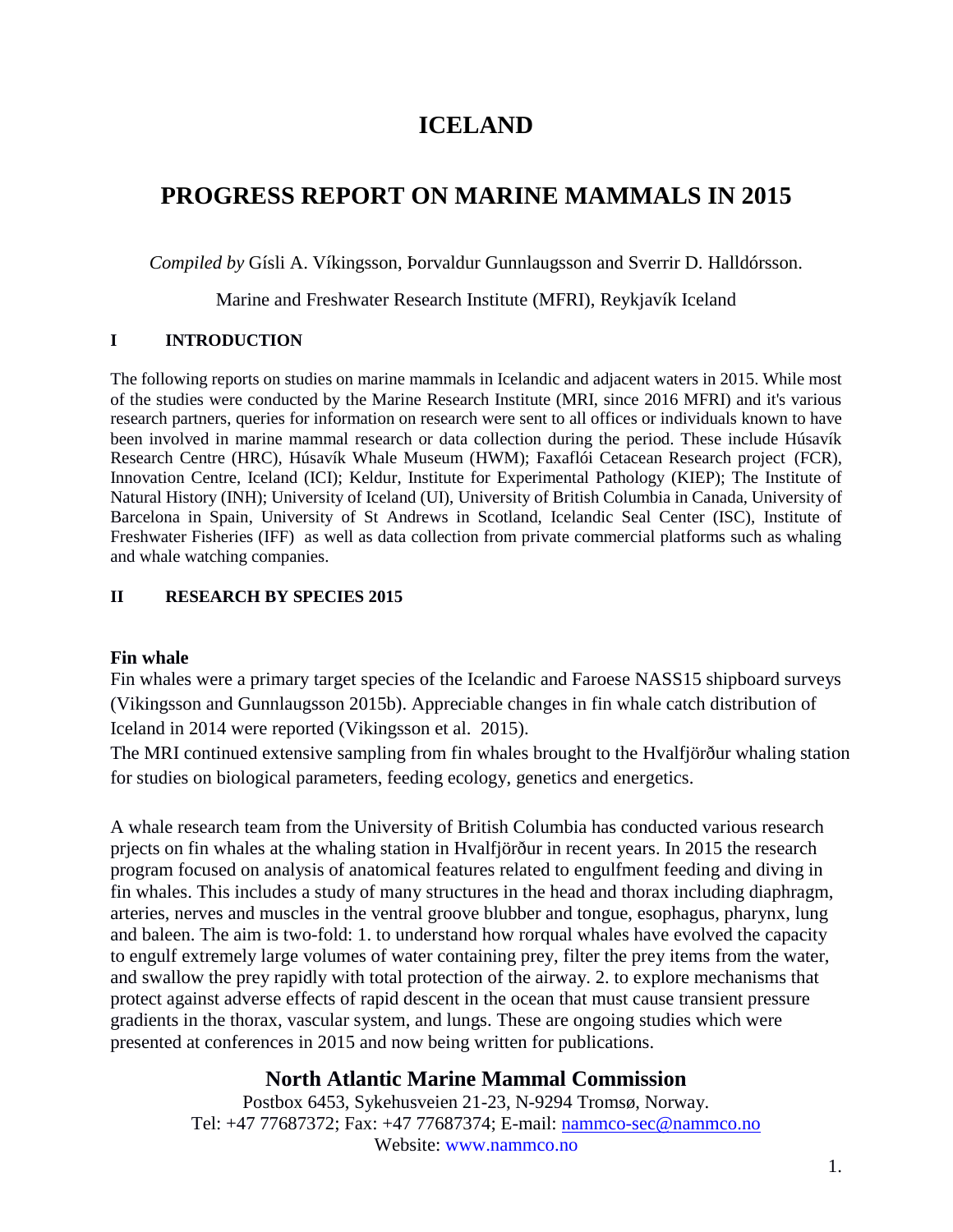# ICELAND

# PROGRESS REPORT ON MARINE MAMMALS IN 2015

*Compiled by* Gísli A. Víkingsson, Þorvaldur Gunnlaugsson and Sverrir D. Halldórsson.

Marine and Freshwater Research Institute (MFRI), Reykjavík Iceland

## I INTRODUCTION

The following reports on studies on marine mammals in Icelandic and adjacent waters in 2015. While most of the studies were conducted by the Marine Research Institute (MRI, since 2016 MFRI) and it's various research partners, queries for information on research were sent to all offices or individuals known to have been involved in marine mammal research or data collection during the period. These include Húsavík Research Centre (HRC), Húsavík Whale Museum (HWM); Faxaflói Cetacean Research project (FCR), Innovation Centre, Iceland (ICI); Keldur, Institute for Experimental Pathology (KIEP); The Institute of Natural History (INH); University of Iceland (UI), University of British Columbia in Canada, University of Barcelona in Spain, University of St Andrews in Scotland, Icelandic Seal Center (ISC), Institute of Freshwater Fisheries (IFF) as well as data collection from private commercial platforms such as whaling and whale watching companies.

## II RESEARCH BY SPECIES 2015

### Fin whale

Fin whales were a primary target species of the Icelandic and Faroese NASS15 shipboard surveys (Vikingsson and Gunnlaugsson 2015b). Appreciable changes in fin whale catch distribution of Iceland in 2014 were reported (Vikingsson et al. 2015).
The MRI continued extensive sampling from fin whales brought to the Hvalfjörður whaling station for studies on biological parameters, feeding ecology, genetics and energetics.

A whale research team from the University of British Columbia has conducted various research prjects on fin whales at the whaling station in Hvalfjörður in recent years. In 2015 the research program focused on analysis of anatomical features related to engulfment feeding and diving in fin whales. This includes a study of many structures in the head and thorax including diaphragm, arteries, nerves and muscles in the ventral groove blubber and tongue, esophagus, pharynx, lung and baleen. The aim is two-fold: 1. to understand how rorqual whales have evolved the capacity to engulf extremely large volumes of water containing prey, filter the prey items from the water, and swallow the prey rapidly with total protection of the airway. 2. to explore mechanisms that protect against adverse effects of rapid descent in the ocean that must cause transient pressure gradients in the thorax, vascular system, and lungs. These are ongoing studies which were presented at conferences in 2015 and now being written for publications.

**North Atlantic Marine Mammal Commission**
Postbox 6453, Sykehusveien 21-23, N-9294 Tromsø, Norway.
Tel: +47 77687372; Fax: +47 77687374; E-mail: nammco-sec@nammco.no
Website: www.nammco.no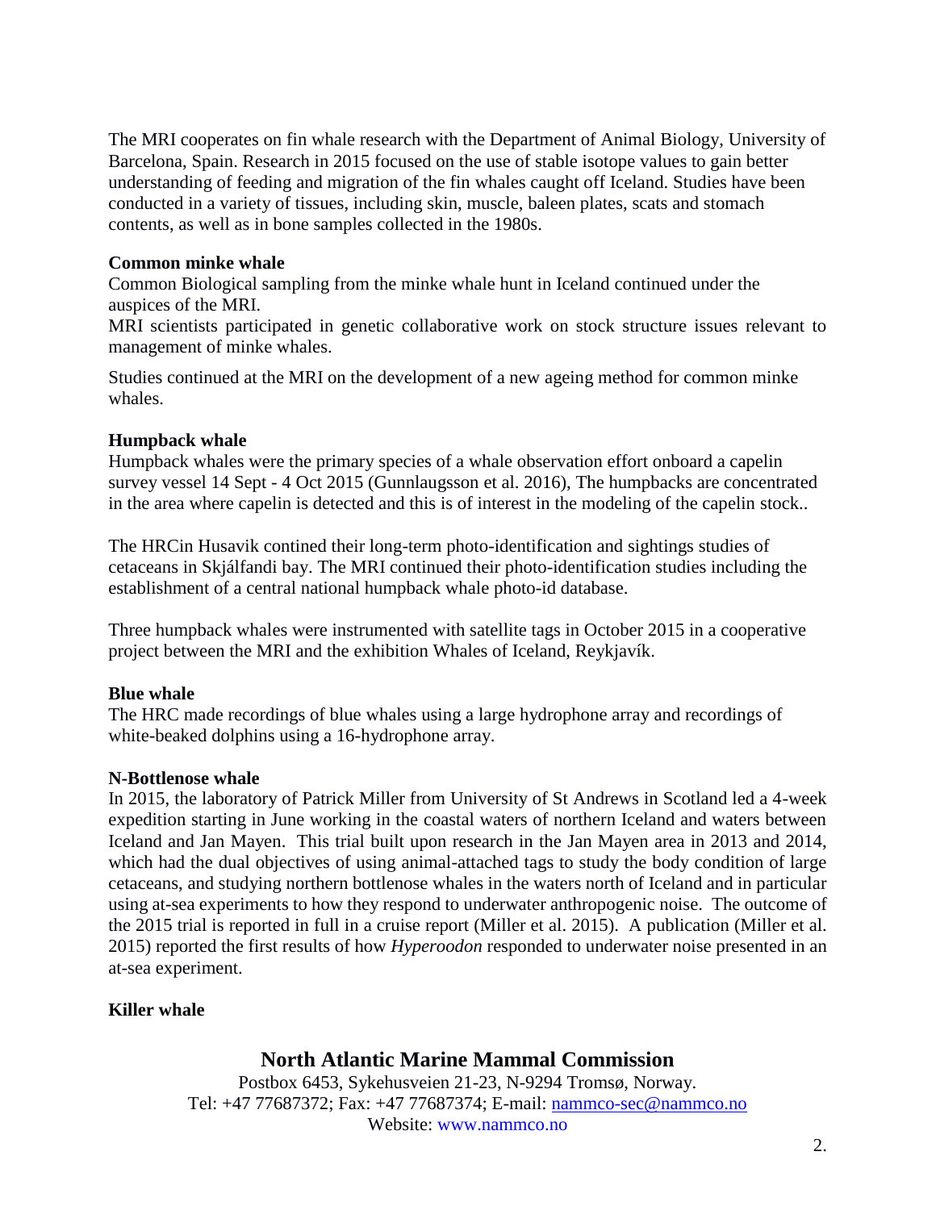The MRI cooperates on fin whale research with the Department of Animal Biology, University of Barcelona, Spain. Research in 2015 focused on the use of stable isotope values to gain better understanding of feeding and migration of the fin whales caught off Iceland. Studies have been conducted in a variety of tissues, including skin, muscle, baleen plates, scats and stomach contents, as well as in bone samples collected in the 1980s.

**Common minke whale**

Common Biological sampling from the minke whale hunt in Iceland continued under the auspices of the MRI.

MRI scientists participated in genetic collaborative work on stock structure issues relevant to management of minke whales.

Studies continued at the MRI on the development of a new ageing method for common minke whales.

**Humpback whale**

Humpback whales were the primary species of a whale observation effort onboard a capelin survey vessel 14 Sept - 4 Oct 2015 (Gunnlaugsson et al. 2016), The humpbacks are concentrated in the area where capelin is detected and this is of interest in the modeling of the capelin stock..

The HRCin Husavik contined their long-term photo-identification and sightings studies of cetaceans in Skjálfandi bay. The MRI continued their photo-identification studies including the establishment of a central national humpback whale photo-id database.

Three humpback whales were instrumented with satellite tags in October 2015 in a cooperative project between the MRI and the exhibition Whales of Iceland, Reykjavík.

**Blue whale**

The HRC made recordings of blue whales using a large hydrophone array and recordings of white-beaked dolphins using a 16-hydrophone array.

**N-Bottlenose whale**

In 2015, the laboratory of Patrick Miller from University of St Andrews in Scotland led a 4-week expedition starting in June working in the coastal waters of northern Iceland and waters between Iceland and Jan Mayen. This trial built upon research in the Jan Mayen area in 2013 and 2014, which had the dual objectives of using animal-attached tags to study the body condition of large cetaceans, and studying northern bottlenose whales in the waters north of Iceland and in particular using at-sea experiments to how they respond to underwater anthropogenic noise. The outcome of the 2015 trial is reported in full in a cruise report (Miller et al. 2015). A publication (Miller et al. 2015) reported the first results of how *Hyperoodon* responded to underwater noise presented in an at-sea experiment.

**Killer whale**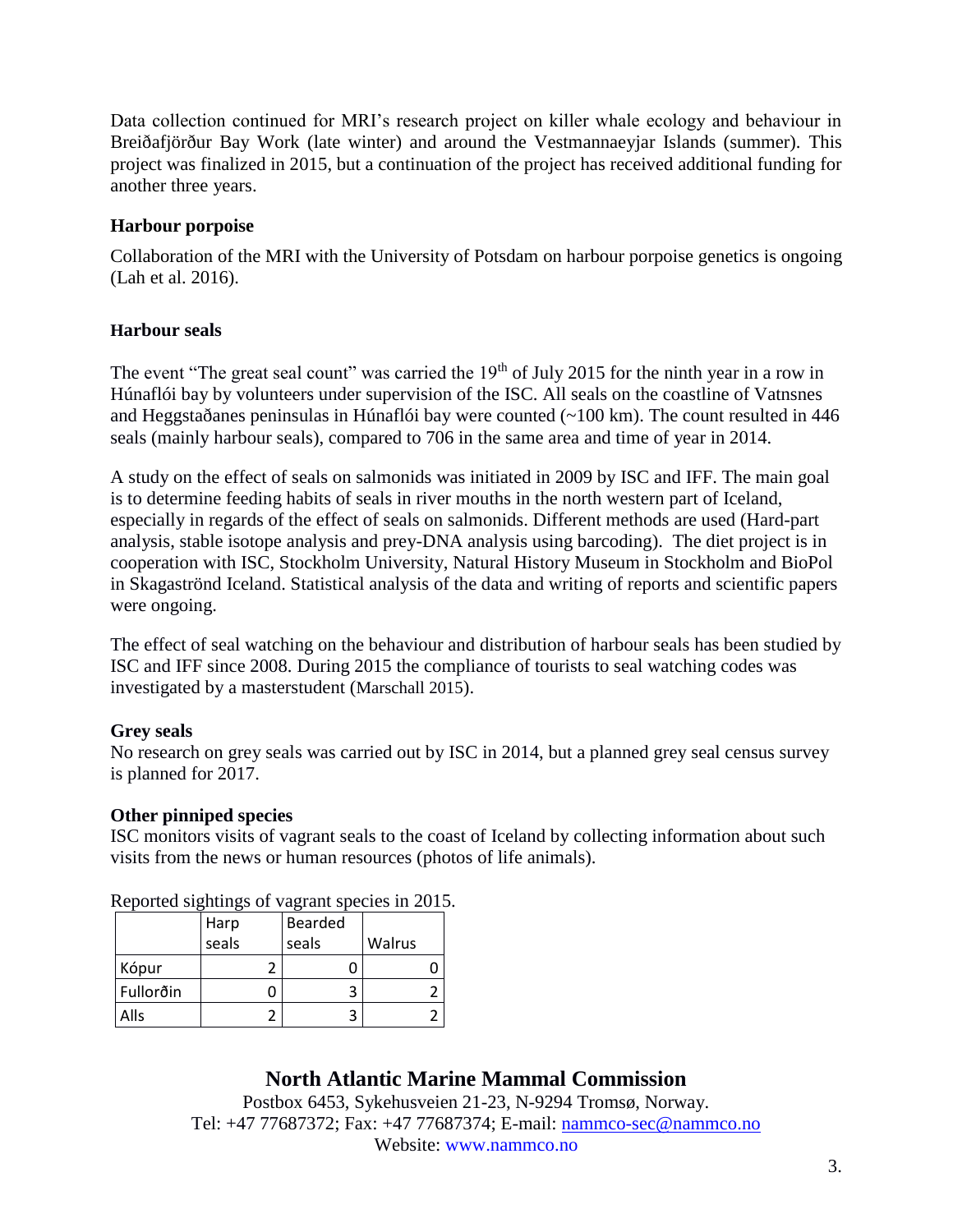Data collection continued for MRI's research project on killer whale ecology and behaviour in Breiðafjörður Bay Work (late winter) and around the Vestmannaeyjar Islands (summer). This project was finalized in 2015, but a continuation of the project has received additional funding for another three years.

**Harbour porpoise**

Collaboration of the MRI with the University of Potsdam on harbour porpoise genetics is ongoing (Lah et al. 2016).

**Harbour seals**

The event "The great seal count" was carried the 19th of July 2015 for the ninth year in a row in Húnaflói bay by volunteers under supervision of the ISC. All seals on the coastline of Vatnsnes and Heggstaðanes peninsulas in Húnaflói bay were counted (~100 km). The count resulted in 446 seals (mainly harbour seals), compared to 706 in the same area and time of year in 2014.

A study on the effect of seals on salmonids was initiated in 2009 by ISC and IFF. The main goal is to determine feeding habits of seals in river mouths in the north western part of Iceland, especially in regards of the effect of seals on salmonids. Different methods are used (Hard-part analysis, stable isotope analysis and prey-DNA analysis using barcoding). The diet project is in cooperation with ISC, Stockholm University, Natural History Museum in Stockholm and BioPol in Skagaströnd Iceland. Statistical analysis of the data and writing of reports and scientific papers were ongoing.

The effect of seal watching on the behaviour and distribution of harbour seals has been studied by ISC and IFF since 2008. During 2015 the compliance of tourists to seal watching codes was investigated by a masterstudent (Marschall 2015).

**Grey seals**

No research on grey seals was carried out by ISC in 2014, but a planned grey seal census survey is planned for 2017.

**Other pinniped species**

ISC monitors visits of vagrant seals to the coast of Iceland by collecting information about such visits from the news or human resources (photos of life animals).

Reported sightings of vagrant species in 2015.

| | Harp seals | Bearded seals | Walrus |
|---|---|---|---|
| Kópur | 2 | 0 | 0 |
| Fullorðin | 0 | 3 | 2 |
| Alls | 2 | 3 | 2 |

**North Atlantic Marine Mammal Commission**

Postbox 6453, Sykehusveien 21-23, N-9294 Tromsø, Norway.
Tel: +47 77687372; Fax: +47 77687374; E-mail: nammco-sec@nammco.no
Website: www.nammco.no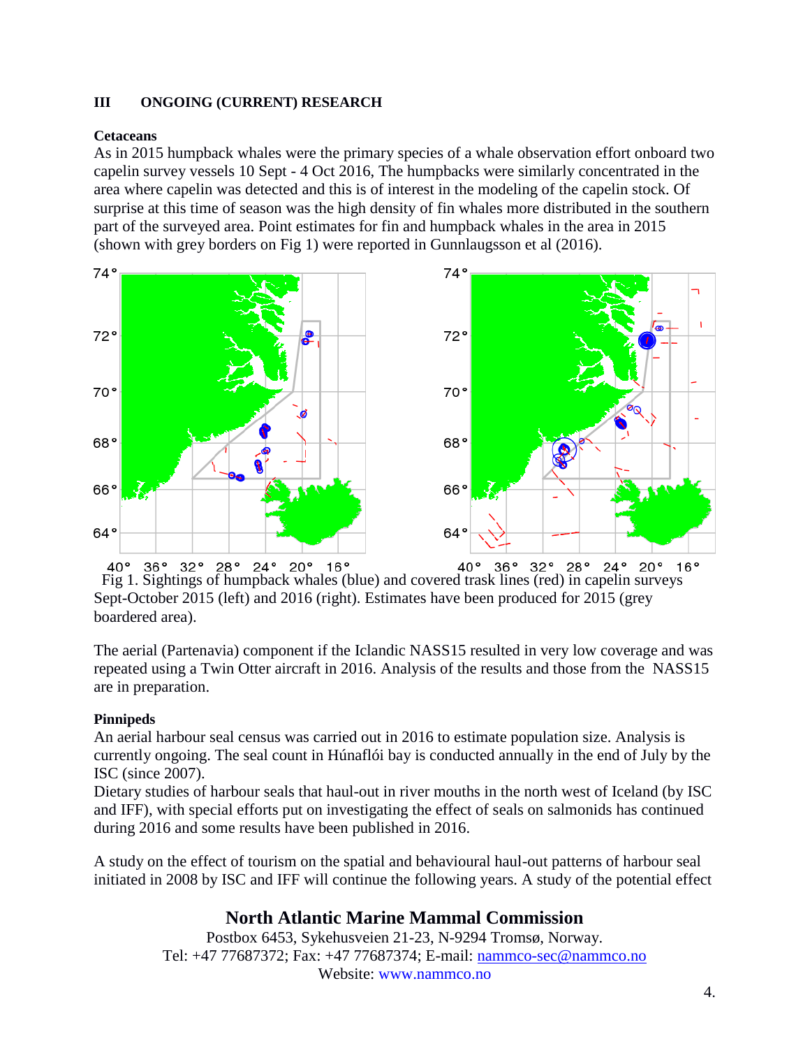## III ONGOING (CURRENT) RESEARCH

**Cetaceans**

As in 2015 humpback whales were the primary species of a whale observation effort onboard two capelin survey vessels 10 Sept - 4 Oct 2016, The humpbacks were similarly concentrated in the area where capelin was detected and this is of interest in the modeling of the capelin stock. Of surprise at this time of season was the high density of fin whales more distributed in the southern part of the surveyed area. Point estimates for fin and humpback whales in the area in 2015 (shown with grey borders on Fig 1) were reported in Gunnlaugsson et al (2016).

Fig 1. Sightings of humpback whales (blue) and covered trask lines (red) in capelin surveys Sept-October 2015 (left) and 2016 (right). Estimates have been produced for 2015 (grey boardered area).

The aerial (Partenavia) component if the Iclandic NASS15 resulted in very low coverage and was repeated using a Twin Otter aircraft in 2016. Analysis of the results and those from the NASS15 are in preparation.

**Pinnipeds**

An aerial harbour seal census was carried out in 2016 to estimate population size. Analysis is currently ongoing. The seal count in Húnaflói bay is conducted annually in the end of July by the ISC (since 2007).

Dietary studies of harbour seals that haul-out in river mouths in the north west of Iceland (by ISC and IFF), with special efforts put on investigating the effect of seals on salmonids has continued during 2016 and some results have been published in 2016.

A study on the effect of tourism on the spatial and behavioural haul-out patterns of harbour seal initiated in 2008 by ISC and IFF will continue the following years. A study of the potential effect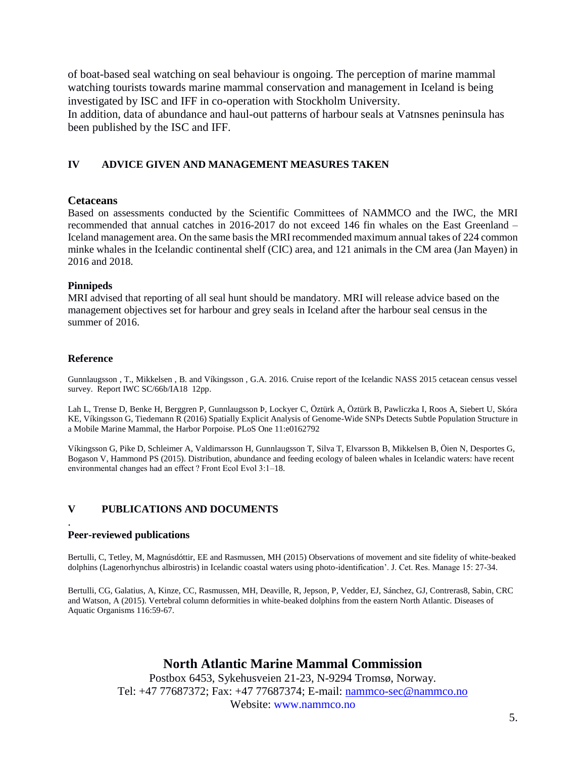of boat-based seal watching on seal behaviour is ongoing. The perception of marine mammal watching tourists towards marine mammal conservation and management in Iceland is being investigated by ISC and IFF in co-operation with Stockholm University.
In addition, data of abundance and haul-out patterns of harbour seals at Vatnsnes peninsula has been published by the ISC and IFF.

## IV ADVICE GIVEN AND MANAGEMENT MEASURES TAKEN

### Cetaceans

Based on assessments conducted by the Scientific Committees of NAMMCO and the IWC, the MRI recommended that annual catches in 2016-2017 do not exceed 146 fin whales on the East Greenland – Iceland management area. On the same basis the MRI recommended maximum annual takes of 224 common minke whales in the Icelandic continental shelf (CIC) area, and 121 animals in the CM area (Jan Mayen) in 2016 and 2018.

### Pinnipeds

MRI advised that reporting of all seal hunt should be mandatory. MRI will release advice based on the management objectives set for harbour and grey seals in Iceland after the harbour seal census in the summer of 2016.

### Reference

Gunnlaugsson , T., Mikkelsen , B. and Víkingsson , G.A. 2016. Cruise report of the Icelandic NASS 2015 cetacean census vessel survey. Report IWC SC/66b/IA18 12pp.

Lah L, Trense D, Benke H, Berggren P, Gunnlaugsson Þ, Lockyer C, Öztürk A, Öztürk B, Pawliczka I, Roos A, Siebert U, Skóra KE, Víkingsson G, Tiedemann R (2016) Spatially Explicit Analysis of Genome-Wide SNPs Detects Subtle Population Structure in a Mobile Marine Mammal, the Harbor Porpoise. PLoS One 11:e0162792

Víkingsson G, Pike D, Schleimer A, Valdimarsson H, Gunnlaugsson T, Silva T, Elvarsson B, Mikkelsen B, Öien N, Desportes G, Bogason V, Hammond PS (2015). Distribution, abundance and feeding ecology of baleen whales in Icelandic waters: have recent environmental changes had an effect ? Front Ecol Evol 3:1–18.

## V PUBLICATIONS AND DOCUMENTS

.

### Peer-reviewed publications

Bertulli, C, Tetley, M, Magnúsdóttir, EE and Rasmussen, MH (2015) Observations of movement and site fidelity of white-beaked dolphins (Lagenorhynchus albirostris) in Icelandic coastal waters using photo-identification'. J. Cet. Res. Manage 15: 27-34.

Bertulli, CG, Galatius, A, Kinze, CC, Rasmussen, MH, Deaville, R, Jepson, P, Vedder, EJ, Sánchez, GJ, Contreras8, Sabin, CRC and Watson, A (2015). Vertebral column deformities in white-beaked dolphins from the eastern North Atlantic. Diseases of Aquatic Organisms 116:59-67.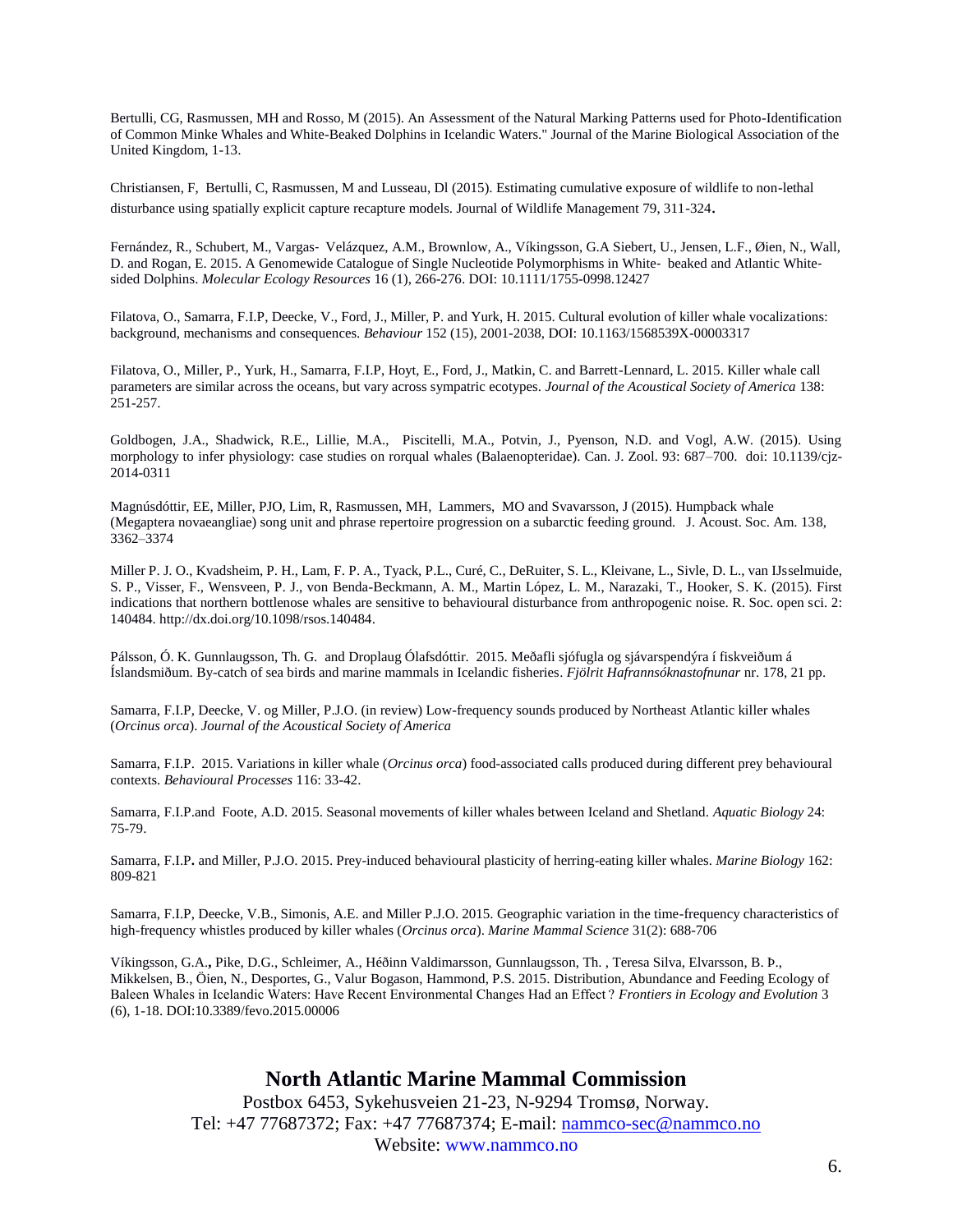Bertulli, CG, Rasmussen, MH and Rosso, M (2015). An Assessment of the Natural Marking Patterns used for Photo-Identification of Common Minke Whales and White-Beaked Dolphins in Icelandic Waters." Journal of the Marine Biological Association of the United Kingdom, 1-13.

Christiansen, F, Bertulli, C, Rasmussen, M and Lusseau, Dl (2015). Estimating cumulative exposure of wildlife to non-lethal disturbance using spatially explicit capture recapture models. Journal of Wildlife Management 79, 311-324.

Fernández, R., Schubert, M., Vargas- Velázquez, A.M., Brownlow, A., Víkingsson, G.A Siebert, U., Jensen, L.F., Øien, N., Wall, D. and Rogan, E. 2015. A Genomewide Catalogue of Single Nucleotide Polymorphisms in White- beaked and Atlantic White-sided Dolphins. *Molecular Ecology Resources* 16 (1), 266-276. DOI: 10.1111/1755-0998.12427

Filatova, O., Samarra, F.I.P, Deecke, V., Ford, J., Miller, P. and Yurk, H. 2015. Cultural evolution of killer whale vocalizations: background, mechanisms and consequences. *Behaviour* 152 (15), 2001-2038, DOI: 10.1163/1568539X-00003317

Filatova, O., Miller, P., Yurk, H., Samarra, F.I.P, Hoyt, E., Ford, J., Matkin, C. and Barrett-Lennard, L. 2015. Killer whale call parameters are similar across the oceans, but vary across sympatric ecotypes. *Journal of the Acoustical Society of America* 138: 251-257.

Goldbogen, J.A., Shadwick, R.E., Lillie, M.A., Piscitelli, M.A., Potvin, J., Pyenson, N.D. and Vogl, A.W. (2015). Using morphology to infer physiology: case studies on rorqual whales (Balaenopteridae). Can. J. Zool. 93: 687–700. doi: 10.1139/cjz-2014-0311

Magnúsdóttir, EE, Miller, PJO, Lim, R, Rasmussen, MH, Lammers, MO and Svavarsson, J (2015). Humpback whale (Megaptera novaeangliae) song unit and phrase repertoire progression on a subarctic feeding ground. J. Acoust. Soc. Am. 138, 3362–3374

Miller P. J. O., Kvadsheim, P. H., Lam, F. P. A., Tyack, P.L., Curé, C., DeRuiter, S. L., Kleivane, L., Sivle, D. L., van IJsselmuide, S. P., Visser, F., Wensveen, P. J., von Benda-Beckmann, A. M., Martin López, L. M., Narazaki, T., Hooker, S. K. (2015). First indications that northern bottlenose whales are sensitive to behavioural disturbance from anthropogenic noise. R. Soc. open sci. 2: 140484. http://dx.doi.org/10.1098/rsos.140484.

Pálsson, Ó. K. Gunnlaugsson, Th. G. and Droplaug Ólafsdóttir. 2015. Meðafli sjófugla og sjávarspendýra í fiskveiðum á Íslandsmiðum. By-catch of sea birds and marine mammals in Icelandic fisheries. *Fjölrit Hafrannsóknastofnunar* nr. 178, 21 pp.

Samarra, F.I.P, Deecke, V. og Miller, P.J.O. (in review) Low-frequency sounds produced by Northeast Atlantic killer whales (*Orcinus orca*). *Journal of the Acoustical Society of America*

Samarra, F.I.P. 2015. Variations in killer whale (*Orcinus orca*) food-associated calls produced during different prey behavioural contexts. *Behavioural Processes* 116: 33-42.

Samarra, F.I.P.and Foote, A.D. 2015. Seasonal movements of killer whales between Iceland and Shetland. *Aquatic Biology* 24: 75-79.

Samarra, F.I.P. and Miller, P.J.O. 2015. Prey-induced behavioural plasticity of herring-eating killer whales. *Marine Biology* 162: 809-821

Samarra, F.I.P, Deecke, V.B., Simonis, A.E. and Miller P.J.O. 2015. Geographic variation in the time-frequency characteristics of high-frequency whistles produced by killer whales (*Orcinus orca*). *Marine Mammal Science* 31(2): 688-706

Víkingsson, G.A.**,** Pike, D.G., Schleimer, A., Héðinn Valdimarsson, Gunnlaugsson, Th. , Teresa Silva, Elvarsson, B. Þ., Mikkelsen, B., Öien, N., Desportes, G., Valur Bogason, Hammond, P.S. 2015. Distribution, Abundance and Feeding Ecology of Baleen Whales in Icelandic Waters: Have Recent Environmental Changes Had an Effect ? *Frontiers in Ecology and Evolution* 3 (6), 1-18. DOI:10.3389/fevo.2015.00006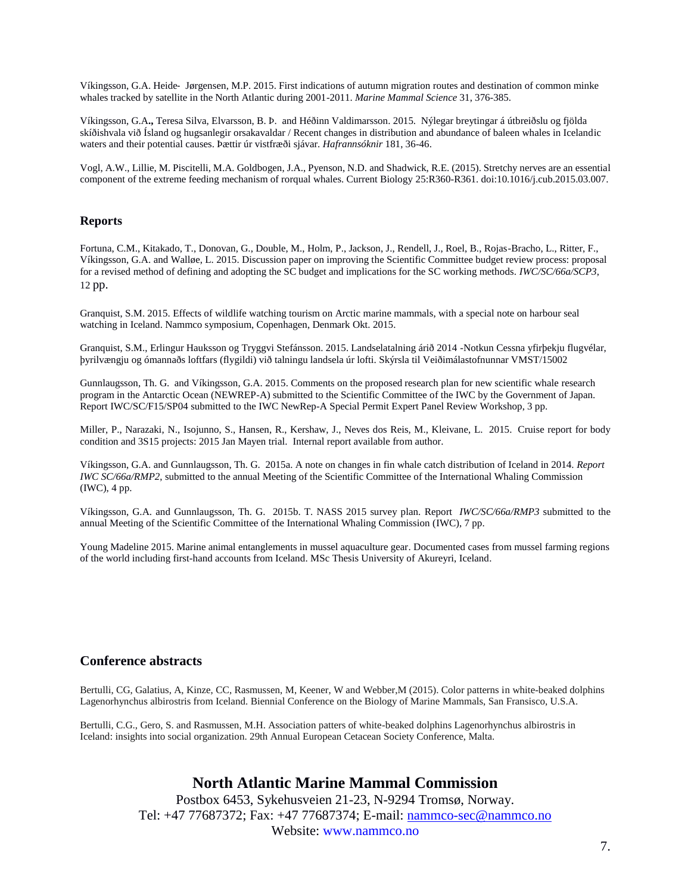Víkingsson, G.A. Heide- Jørgensen, M.P. 2015. First indications of autumn migration routes and destination of common minke whales tracked by satellite in the North Atlantic during 2001-2011. *Marine Mammal Science* 31, 376-385.

Víkingsson, G.A**.,** Teresa Silva, Elvarsson, B. Þ. and Héðinn Valdimarsson. 2015. Nýlegar breytingar á útbreiðslu og fjölda skíðishvala við Ísland og hugsanlegir orsakavaldar / Recent changes in distribution and abundance of baleen whales in Icelandic waters and their potential causes. Þættir úr vistfræði sjávar. *Hafrannsóknir* 181, 36-46.

Vogl, A.W., Lillie, M. Piscitelli, M.A. Goldbogen, J.A., Pyenson, N.D. and Shadwick, R.E. (2015). Stretchy nerves are an essential component of the extreme feeding mechanism of rorqual whales. Current Biology 25:R360-R361. doi:10.1016/j.cub.2015.03.007.

## Reports

Fortuna, C.M., Kitakado, T., Donovan, G., Double, M., Holm, P., Jackson, J., Rendell, J., Roel, B., Rojas-Bracho, L., Ritter, F., Víkingsson, G.A. and Walløe, L. 2015. Discussion paper on improving the Scientific Committee budget review process: proposal for a revised method of defining and adopting the SC budget and implications for the SC working methods. *IWC/SC/66a/SCP3*, 12 pp.

Granquist, S.M. 2015. Effects of wildlife watching tourism on Arctic marine mammals, with a special note on harbour seal watching in Iceland. Nammco symposium, Copenhagen, Denmark Okt. 2015.

Granquist, S.M., Erlingur Hauksson og Tryggvi Stefánsson. 2015. Landselatalning árið 2014 -Notkun Cessna yfirþekju flugvélar, þyrilvængju og ómannaðs loftfars (flygildi) við talningu landsela úr lofti. Skýrsla til Veiðimálastofnunnar VMST/15002

Gunnlaugsson, Th. G. and Víkingsson, G.A. 2015. Comments on the proposed research plan for new scientific whale research program in the Antarctic Ocean (NEWREP-A) submitted to the Scientific Committee of the IWC by the Government of Japan. Report IWC/SC/F15/SP04 submitted to the IWC NewRep-A Special Permit Expert Panel Review Workshop, 3 pp.

Miller, P., Narazaki, N., Isojunno, S., Hansen, R., Kershaw, J., Neves dos Reis, M., Kleivane, L. 2015. Cruise report for body condition and 3S15 projects: 2015 Jan Mayen trial. Internal report available from author.

Víkingsson, G.A. and Gunnlaugsson, Th. G. 2015a. A note on changes in fin whale catch distribution of Iceland in 2014. *Report IWC SC/66a/RMP2*, submitted to the annual Meeting of the Scientific Committee of the International Whaling Commission (IWC), 4 pp.

Víkingsson, G.A. and Gunnlaugsson, Th. G. 2015b. T. NASS 2015 survey plan. Report *IWC/SC/66a/RMP3* submitted to the annual Meeting of the Scientific Committee of the International Whaling Commission (IWC), 7 pp.

Young Madeline 2015. Marine animal entanglements in mussel aquaculture gear. Documented cases from mussel farming regions of the world including first-hand accounts from Iceland. MSc Thesis University of Akureyri, Iceland.

## Conference abstracts

Bertulli, CG, Galatius, A, Kinze, CC, Rasmussen, M, Keener, W and Webber,M (2015). Color patterns in white-beaked dolphins Lagenorhynchus albirostris from Iceland. Biennial Conference on the Biology of Marine Mammals, San Fransisco, U.S.A.

Bertulli, C.G., Gero, S. and Rasmussen, M.H. Association patters of white-beaked dolphins Lagenorhynchus albirostris in Iceland: insights into social organization. 29th Annual European Cetacean Society Conference, Malta.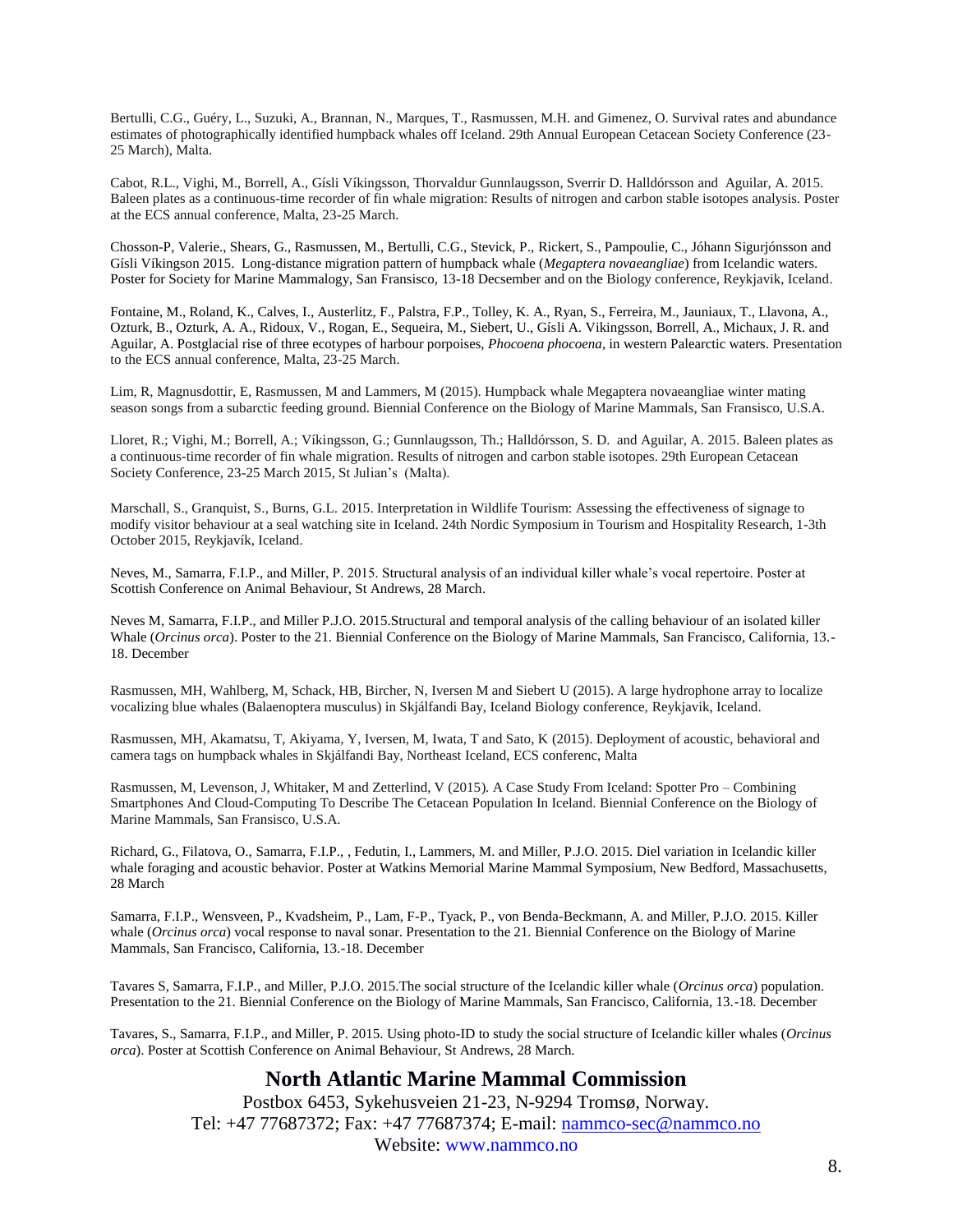Bertulli, C.G., Guéry, L., Suzuki, A., Brannan, N., Marques, T., Rasmussen, M.H. and Gimenez, O. Survival rates and abundance estimates of photographically identified humpback whales off Iceland. 29th Annual European Cetacean Society Conference (23-25 March), Malta.

Cabot, R.L., Vighi, M., Borrell, A., Gísli Víkingsson, Thorvaldur Gunnlaugsson, Sverrir D. Halldórsson and Aguilar, A. 2015. Baleen plates as a continuous-time recorder of fin whale migration: Results of nitrogen and carbon stable isotopes analysis. Poster at the ECS annual conference, Malta, 23-25 March.

Chosson-P, Valerie., Shears, G., Rasmussen, M., Bertulli, C.G., Stevick, P., Rickert, S., Pampoulie, C., Jóhann Sigurjónsson and Gísli Víkingson 2015. Long-distance migration pattern of humpback whale (*Megaptera novaeangliae*) from Icelandic waters. Poster for Society for Marine Mammalogy, San Fransisco, 13-18 Decsember and on the Biology conference, Reykjavik, Iceland.

Fontaine, M., Roland, K., Calves, I., Austerlitz, F., Palstra, F.P., Tolley, K. A., Ryan, S., Ferreira, M., Jauniaux, T., Llavona, A., Ozturk, B., Ozturk, A. A., Ridoux, V., Rogan, E., Sequeira, M., Siebert, U., Gísli A. Vikingsson, Borrell, A., Michaux, J. R. and Aguilar, A. Postglacial rise of three ecotypes of harbour porpoises, *Phocoena phocoena*, in western Palearctic waters. Presentation to the ECS annual conference, Malta, 23-25 March.

Lim, R, Magnusdottir, E, Rasmussen, M and Lammers, M (2015). Humpback whale Megaptera novaeangliae winter mating season songs from a subarctic feeding ground. Biennial Conference on the Biology of Marine Mammals, San Fransisco, U.S.A.

Lloret, R.; Vighi, M.; Borrell, A.; Víkingsson, G.; Gunnlaugsson, Th.; Halldórsson, S. D. and Aguilar, A. 2015. Baleen plates as a continuous-time recorder of fin whale migration. Results of nitrogen and carbon stable isotopes. 29th European Cetacean Society Conference, 23-25 March 2015, St Julian's (Malta).

Marschall, S., Granquist, S., Burns, G.L. 2015. Interpretation in Wildlife Tourism: Assessing the effectiveness of signage to modify visitor behaviour at a seal watching site in Iceland. 24th Nordic Symposium in Tourism and Hospitality Research, 1-3th October 2015, Reykjavík, Iceland.

Neves, M., Samarra, F.I.P., and Miller, P. 2015. Structural analysis of an individual killer whale's vocal repertoire. Poster at Scottish Conference on Animal Behaviour, St Andrews, 28 March.

Neves M, Samarra, F.I.P., and Miller P.J.O. 2015.Structural and temporal analysis of the calling behaviour of an isolated killer Whale (*Orcinus orca*). Poster to the 21. Biennial Conference on the Biology of Marine Mammals, San Francisco, California, 13.-18. December

Rasmussen, MH, Wahlberg, M, Schack, HB, Bircher, N, Iversen M and Siebert U (2015). A large hydrophone array to localize vocalizing blue whales (Balaenoptera musculus) in Skjálfandi Bay, Iceland Biology conference, Reykjavik, Iceland.

Rasmussen, MH, Akamatsu, T, Akiyama, Y, Iversen, M, Iwata, T and Sato, K (2015). Deployment of acoustic, behavioral and camera tags on humpback whales in Skjálfandi Bay, Northeast Iceland, ECS conferenc, Malta

Rasmussen, M, Levenson, J, Whitaker, M and Zetterlind, V (2015). A Case Study From Iceland: Spotter Pro – Combining Smartphones And Cloud-Computing To Describe The Cetacean Population In Iceland. Biennial Conference on the Biology of Marine Mammals, San Fransisco, U.S.A.

Richard, G., Filatova, O., Samarra, F.I.P., , Fedutin, I., Lammers, M. and Miller, P.J.O. 2015. Diel variation in Icelandic killer whale foraging and acoustic behavior. Poster at Watkins Memorial Marine Mammal Symposium, New Bedford, Massachusetts, 28 March

Samarra, F.I.P., Wensveen, P., Kvadsheim, P., Lam, F-P., Tyack, P., von Benda-Beckmann, A. and Miller, P.J.O. 2015. Killer whale (*Orcinus orca*) vocal response to naval sonar. Presentation to the 21. Biennial Conference on the Biology of Marine Mammals, San Francisco, California, 13.-18. December

Tavares S, Samarra, F.I.P., and Miller, P.J.O. 2015.The social structure of the Icelandic killer whale (*Orcinus orca*) population. Presentation to the 21. Biennial Conference on the Biology of Marine Mammals, San Francisco, California, 13.-18. December

Tavares, S., Samarra, F.I.P., and Miller, P. 2015. Using photo-ID to study the social structure of Icelandic killer whales (*Orcinus orca*). Poster at Scottish Conference on Animal Behaviour, St Andrews, 28 March.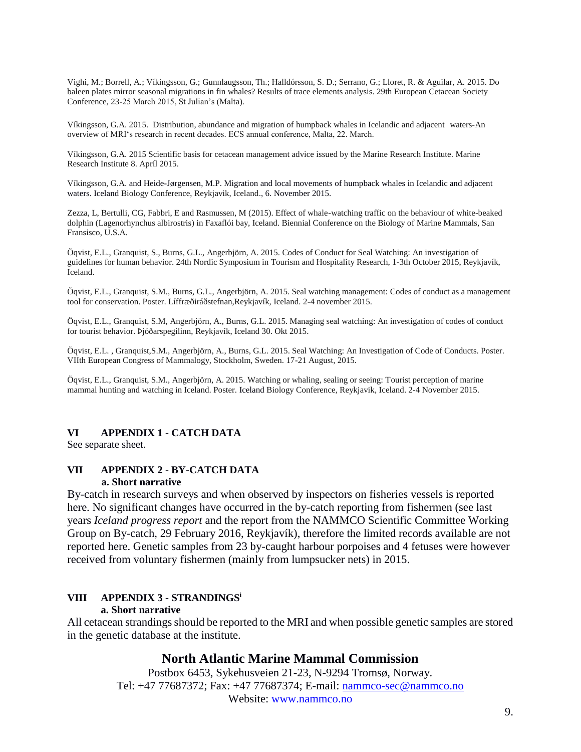Vighi, M.; Borrell, A.; Víkingsson, G.; Gunnlaugsson, Th.; Halldórsson, S. D.; Serrano, G.; Lloret, R. & Aguilar, A. 2015. Do baleen plates mirror seasonal migrations in fin whales? Results of trace elements analysis. 29th European Cetacean Society Conference, 23-25 March 2015, St Julian's (Malta).

Víkingsson, G.A. 2015. Distribution, abundance and migration of humpback whales in Icelandic and adjacent waters-An overview of MRI's research in recent decades. ECS annual conference, Malta, 22. March.

Víkingsson, G.A. 2015 Scientific basis for cetacean management advice issued by the Marine Research Institute. Marine Research Institute 8. Apríl 2015.

Víkingsson, G.A. and Heide-Jørgensen, M.P. Migration and local movements of humpback whales in Icelandic and adjacent waters. Iceland Biology Conference, Reykjavik, Iceland., 6. November 2015.

Zezza, L, Bertulli, CG, Fabbri, E and Rasmussen, M (2015). Effect of whale-watching traffic on the behaviour of white-beaked dolphin (Lagenorhynchus albirostris) in Faxaflói bay, Iceland. Biennial Conference on the Biology of Marine Mammals, San Fransisco, U.S.A.

Öqvist, E.L., Granquist, S., Burns, G.L., Angerbjörn, A. 2015. Codes of Conduct for Seal Watching: An investigation of guidelines for human behavior. 24th Nordic Symposium in Tourism and Hospitality Research, 1-3th October 2015, Reykjavík, Iceland.

Öqvist, E.L., Granquist, S.M., Burns, G.L., Angerbjörn, A. 2015. Seal watching management: Codes of conduct as a management tool for conservation. Poster. Líffræðiráðstefnan,Reykjavík, Iceland. 2-4 november 2015.

Öqvist, E.L., Granquist, S.M, Angerbjörn, A., Burns, G.L. 2015. Managing seal watching: An investigation of codes of conduct for tourist behavior. Þjóðarspegilinn, Reykjavík, Iceland 30. Okt 2015.

Öqvist, E.L. , Granquist,S.M., Angerbjörn, A., Burns, G.L. 2015. Seal Watching: An Investigation of Code of Conducts. Poster. VIIth European Congress of Mammalogy, Stockholm, Sweden. 17-21 August, 2015.

Öqvist, E.L., Granquist, S.M., Angerbjörn, A. 2015. Watching or whaling, sealing or seeing: Tourist perception of marine mammal hunting and watching in Iceland. Poster. Iceland Biology Conference, Reykjavik, Iceland. 2-4 November 2015.

## VI APPENDIX 1 - CATCH DATA

See separate sheet.

## VII APPENDIX 2 - BY-CATCH DATA

### a. Short narrative

By-catch in research surveys and when observed by inspectors on fisheries vessels is reported here. No significant changes have occurred in the by-catch reporting from fishermen (see last years *Iceland progress report* and the report from the NAMMCO Scientific Committee Working Group on By-catch, 29 February 2016, Reykjavík), therefore the limited records available are not reported here. Genetic samples from 23 by-caught harbour porpoises and 4 fetuses were however received from voluntary fishermen (mainly from lumpsucker nets) in 2015.

## VIII APPENDIX 3 - STRANDINGS[i]

### a. Short narrative

All cetacean strandings should be reported to the MRI and when possible genetic samples are stored in the genetic database at the institute.

**North Atlantic Marine Mammal Commission**

Postbox 6453, Sykehusveien 21-23, N-9294 Tromsø, Norway.
Tel: +47 77687372; Fax: +47 77687374; E-mail: nammco-sec@nammco.no
Website: www.nammco.no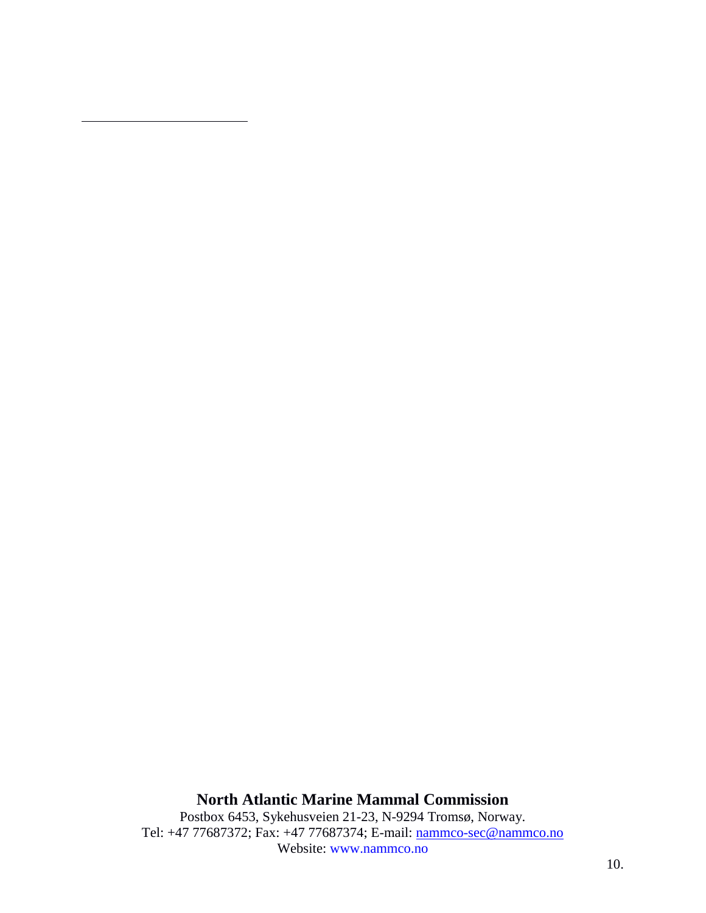**North Atlantic Marine Mammal Commission**

Postbox 6453, Sykehusveien 21-23, N-9294 Tromsø, Norway.
Tel: +47 77687372; Fax: +47 77687374; E-mail: nammco-sec@nammco.no
Website: www.nammco.no